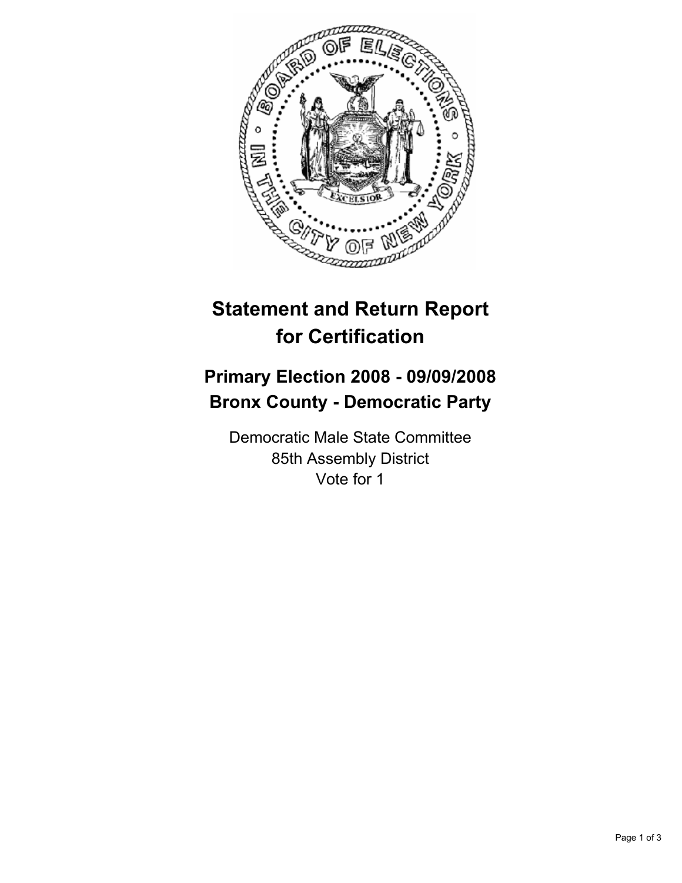# Statement and Return Report for Certification

## Primary Election 2008 - 09/09/2008
## Bronx County - Democratic Party

Democratic Male State Committee
85th Assembly District
Vote for 1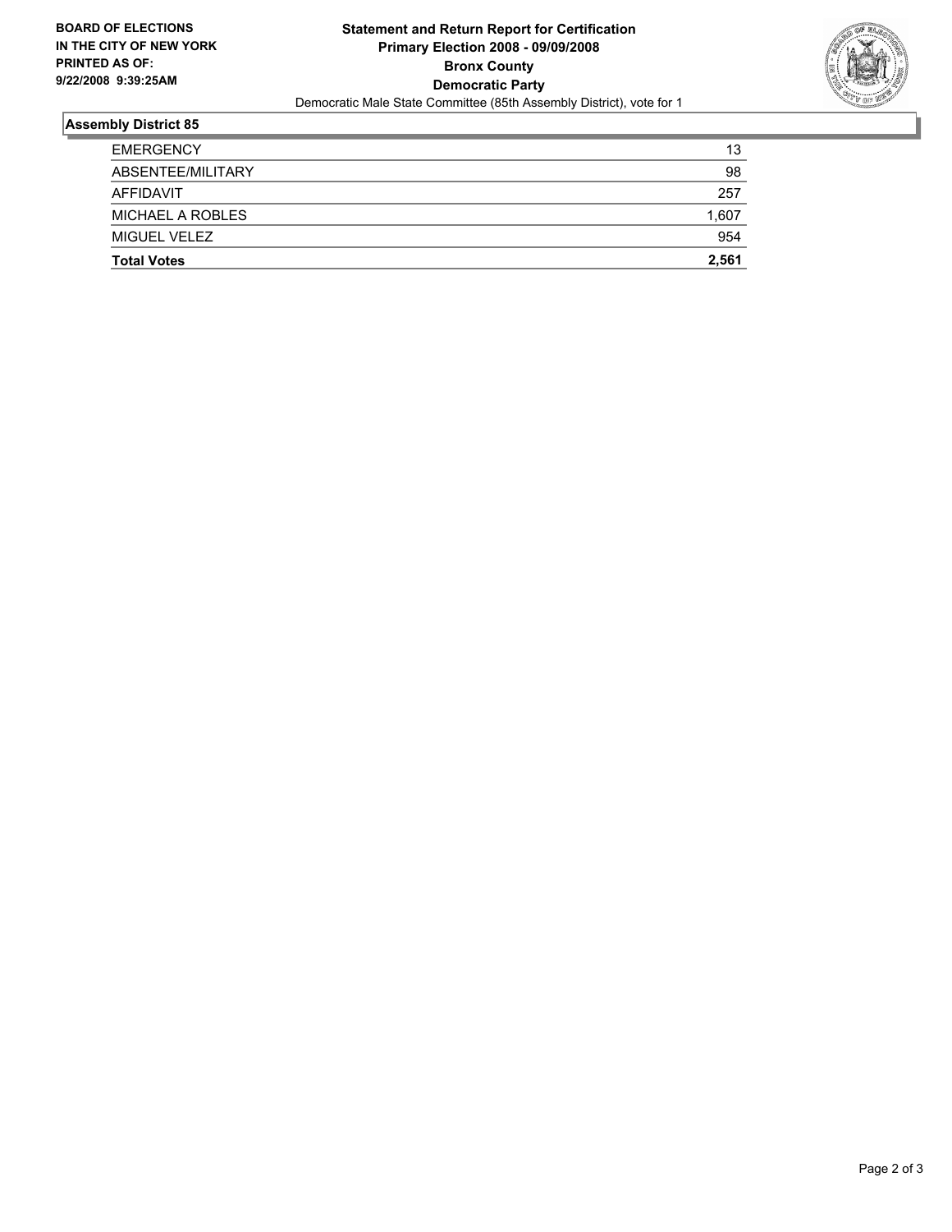BOARD OF ELECTIONS
IN THE CITY OF NEW YORK
PRINTED AS OF:
9/22/2008 9:39:25AM

**Statement and Return Report for Certification**
**Primary Election 2008 - 09/09/2008**
**Bronx County**
**Democratic Party**
Democratic Male State Committee (85th Assembly District), vote for 1

## Assembly District 85

| | |
|---|---|
| EMERGENCY | 13 |
| ABSENTEE/MILITARY | 98 |
| AFFIDAVIT | 257 |
| MICHAEL A ROBLES | 1,607 |
| MIGUEL VELEZ | 954 |
| **Total Votes** | **2,561** |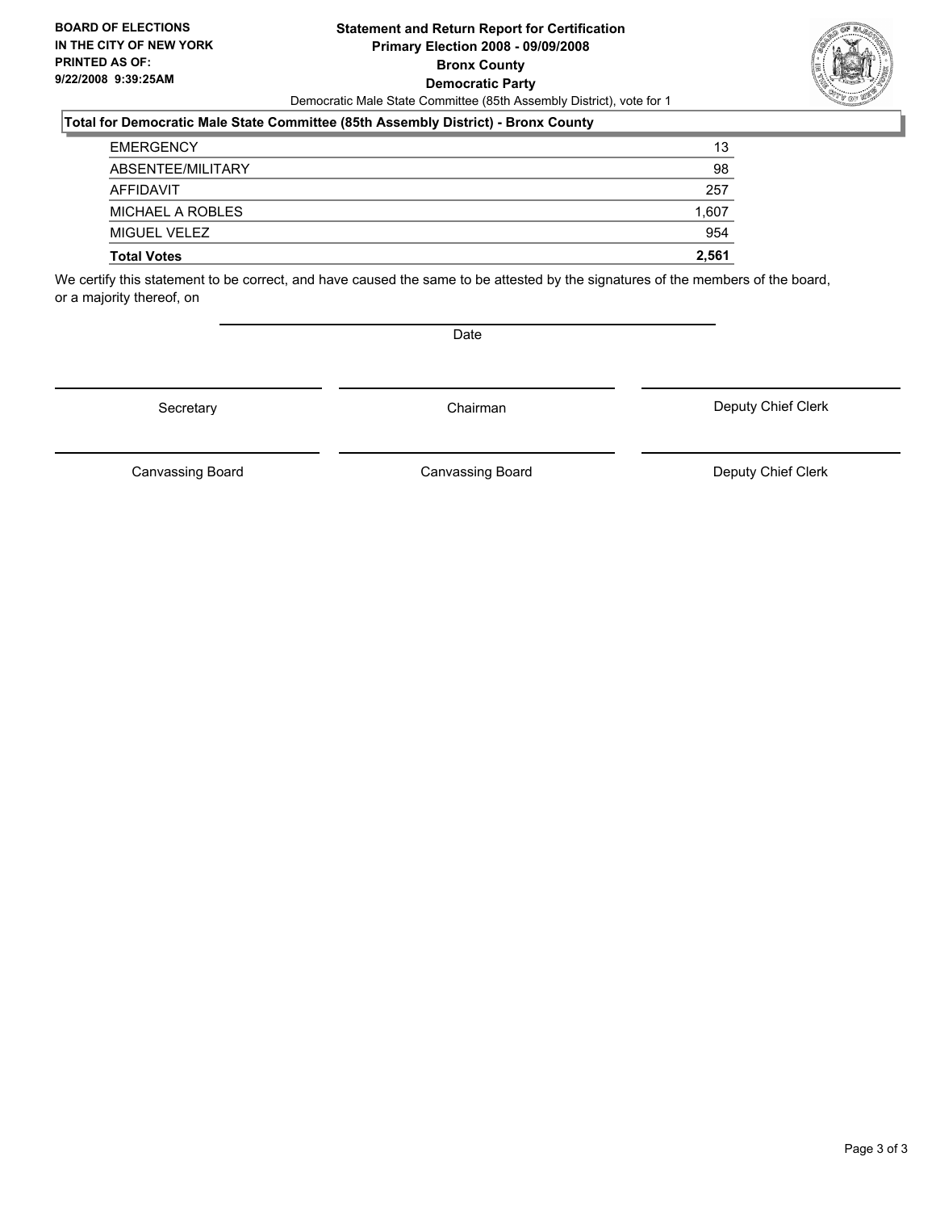**BOARD OF ELECTIONS IN THE CITY OF NEW YORK PRINTED AS OF: 9/22/2008 9:39:25AM**

**Statement and Return Report for Certification**
**Primary Election 2008 - 09/09/2008**
**Bronx County**
**Democratic Party**

Democratic Male State Committee (85th Assembly District), vote for 1

### Total for Democratic Male State Committee (85th Assembly District) - Bronx County

| | |
|---|---|
| EMERGENCY | 13 |
| ABSENTEE/MILITARY | 98 |
| AFFIDAVIT | 257 |
| MICHAEL A ROBLES | 1,607 |
| MIGUEL VELEZ | 954 |
| **Total Votes** | **2,561** |

We certify this statement to be correct, and have caused the same to be attested by the signatures of the members of the board, or a majority thereof, on

Date

Secretary | Chairman | Deputy Chief Clerk

Canvassing Board | Canvassing Board | Deputy Chief Clerk